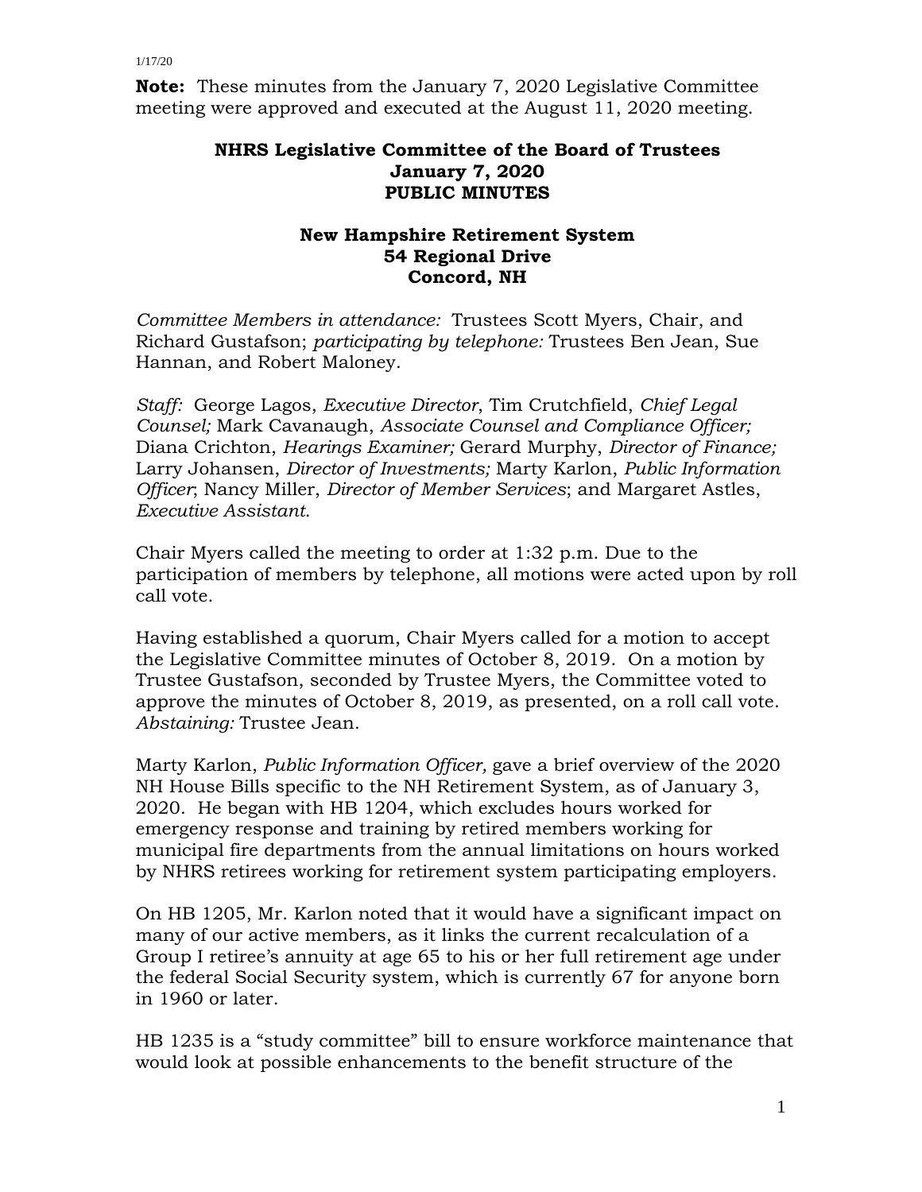**Note:** These minutes from the January 7, 2020 Legislative Committee meeting were approved and executed at the August 11, 2020 meeting.

# NHRS Legislative Committee of the Board of Trustees
## January 7, 2020
## PUBLIC MINUTES

### New Hampshire Retirement System
### 54 Regional Drive
### Concord, NH

*Committee Members in attendance:* Trustees Scott Myers, Chair, and Richard Gustafson; *participating by telephone:* Trustees Ben Jean, Sue Hannan, and Robert Maloney.

*Staff:* George Lagos, *Executive Director*, Tim Crutchfield, *Chief Legal Counsel;* Mark Cavanaugh, *Associate Counsel and Compliance Officer;* Diana Crichton, *Hearings Examiner;* Gerard Murphy, *Director of Finance;* Larry Johansen, *Director of Investments;* Marty Karlon, *Public Information Officer*; Nancy Miller, *Director of Member Services*; and Margaret Astles, *Executive Assistant*.

Chair Myers called the meeting to order at 1:32 p.m. Due to the participation of members by telephone, all motions were acted upon by roll call vote.

Having established a quorum, Chair Myers called for a motion to accept the Legislative Committee minutes of October 8, 2019. On a motion by Trustee Gustafson, seconded by Trustee Myers, the Committee voted to approve the minutes of October 8, 2019, as presented, on a roll call vote. *Abstaining:* Trustee Jean.

Marty Karlon, *Public Information Officer,* gave a brief overview of the 2020 NH House Bills specific to the NH Retirement System, as of January 3, 2020. He began with HB 1204, which excludes hours worked for emergency response and training by retired members working for municipal fire departments from the annual limitations on hours worked by NHRS retirees working for retirement system participating employers.

On HB 1205, Mr. Karlon noted that it would have a significant impact on many of our active members, as it links the current recalculation of a Group I retiree's annuity at age 65 to his or her full retirement age under the federal Social Security system, which is currently 67 for anyone born in 1960 or later.

HB 1235 is a "study committee" bill to ensure workforce maintenance that would look at possible enhancements to the benefit structure of the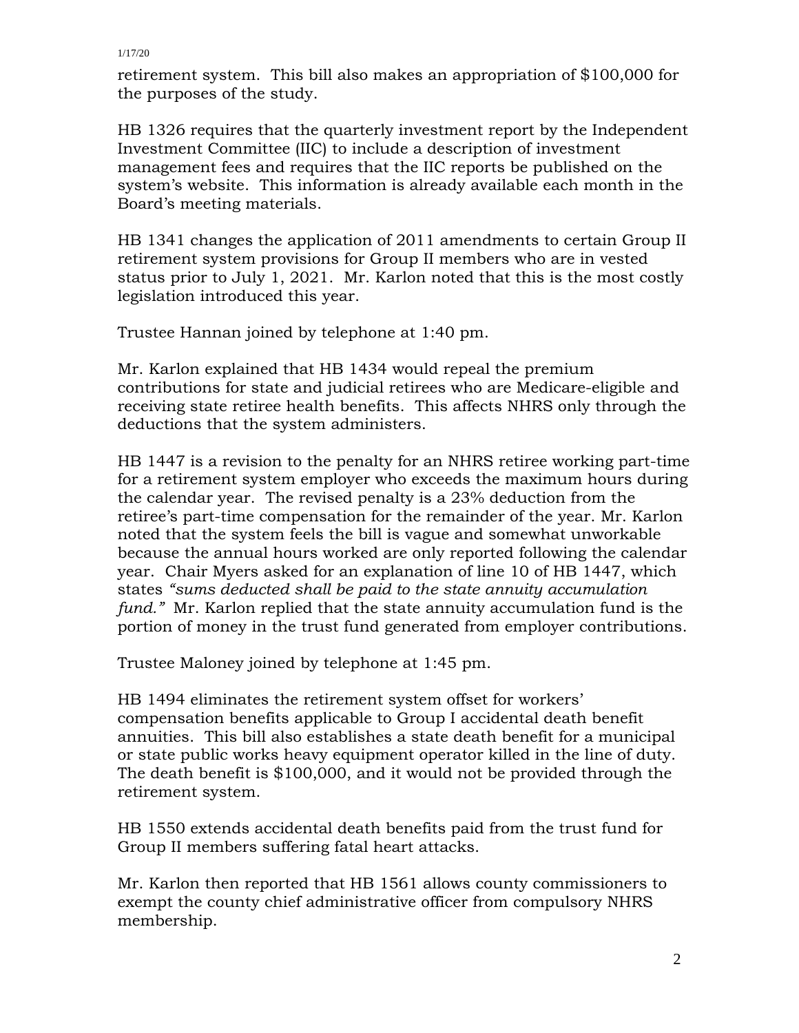retirement system. This bill also makes an appropriation of $100,000 for the purposes of the study.

HB 1326 requires that the quarterly investment report by the Independent Investment Committee (IIC) to include a description of investment management fees and requires that the IIC reports be published on the system's website. This information is already available each month in the Board's meeting materials.

HB 1341 changes the application of 2011 amendments to certain Group II retirement system provisions for Group II members who are in vested status prior to July 1, 2021. Mr. Karlon noted that this is the most costly legislation introduced this year.

Trustee Hannan joined by telephone at 1:40 pm.

Mr. Karlon explained that HB 1434 would repeal the premium contributions for state and judicial retirees who are Medicare-eligible and receiving state retiree health benefits. This affects NHRS only through the deductions that the system administers.

HB 1447 is a revision to the penalty for an NHRS retiree working part-time for a retirement system employer who exceeds the maximum hours during the calendar year. The revised penalty is a 23% deduction from the retiree's part-time compensation for the remainder of the year. Mr. Karlon noted that the system feels the bill is vague and somewhat unworkable because the annual hours worked are only reported following the calendar year. Chair Myers asked for an explanation of line 10 of HB 1447, which states *"sums deducted shall be paid to the state annuity accumulation fund."* Mr. Karlon replied that the state annuity accumulation fund is the portion of money in the trust fund generated from employer contributions.

Trustee Maloney joined by telephone at 1:45 pm.

HB 1494 eliminates the retirement system offset for workers' compensation benefits applicable to Group I accidental death benefit annuities. This bill also establishes a state death benefit for a municipal or state public works heavy equipment operator killed in the line of duty. The death benefit is $100,000, and it would not be provided through the retirement system.

HB 1550 extends accidental death benefits paid from the trust fund for Group II members suffering fatal heart attacks.

Mr. Karlon then reported that HB 1561 allows county commissioners to exempt the county chief administrative officer from compulsory NHRS membership.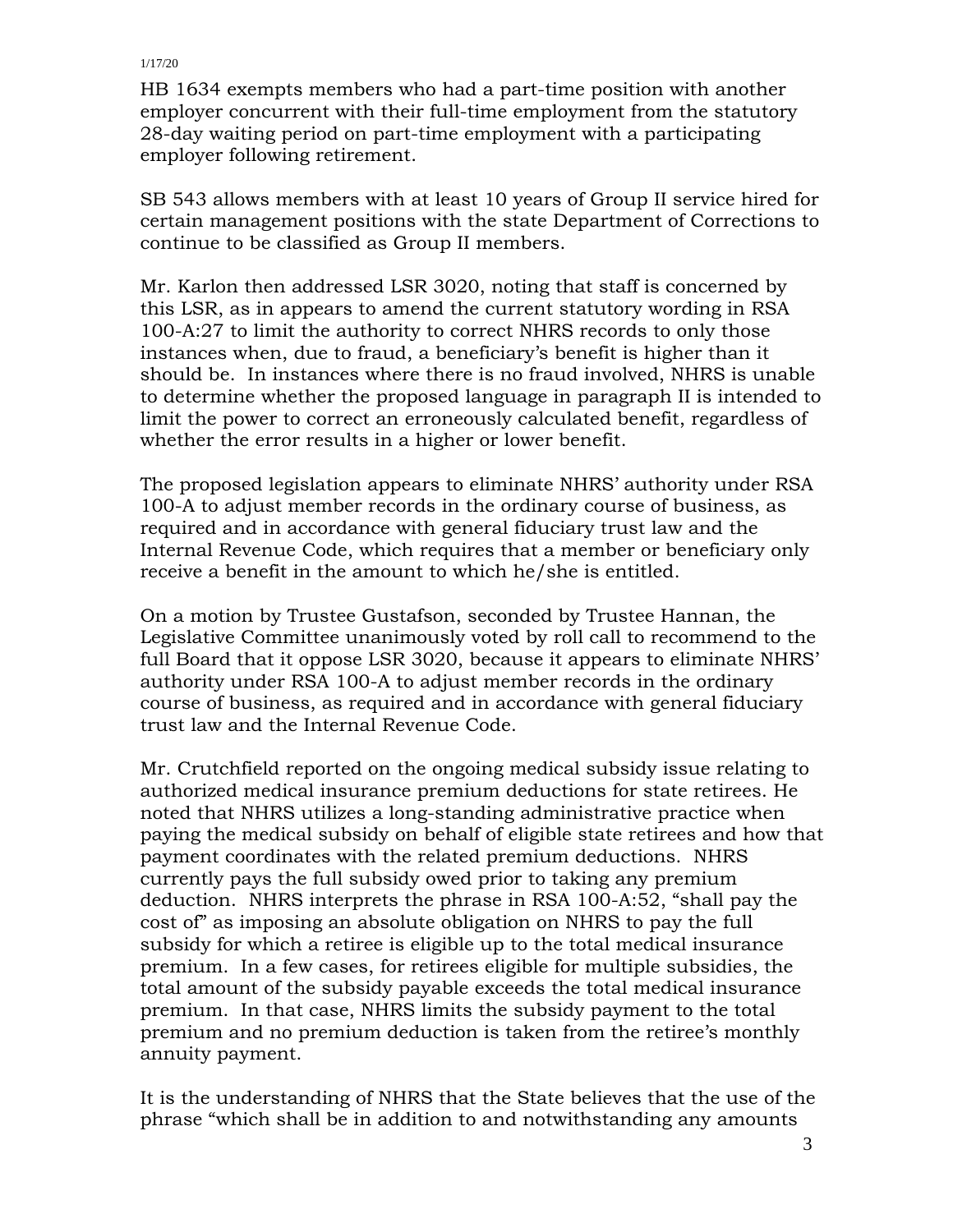HB 1634 exempts members who had a part-time position with another employer concurrent with their full-time employment from the statutory 28-day waiting period on part-time employment with a participating employer following retirement.

SB 543 allows members with at least 10 years of Group II service hired for certain management positions with the state Department of Corrections to continue to be classified as Group II members.

Mr. Karlon then addressed LSR 3020, noting that staff is concerned by this LSR, as in appears to amend the current statutory wording in RSA 100-A:27 to limit the authority to correct NHRS records to only those instances when, due to fraud, a beneficiary's benefit is higher than it should be. In instances where there is no fraud involved, NHRS is unable to determine whether the proposed language in paragraph II is intended to limit the power to correct an erroneously calculated benefit, regardless of whether the error results in a higher or lower benefit.

The proposed legislation appears to eliminate NHRS' authority under RSA 100-A to adjust member records in the ordinary course of business, as required and in accordance with general fiduciary trust law and the Internal Revenue Code, which requires that a member or beneficiary only receive a benefit in the amount to which he/she is entitled.

On a motion by Trustee Gustafson, seconded by Trustee Hannan, the Legislative Committee unanimously voted by roll call to recommend to the full Board that it oppose LSR 3020, because it appears to eliminate NHRS' authority under RSA 100-A to adjust member records in the ordinary course of business, as required and in accordance with general fiduciary trust law and the Internal Revenue Code.

Mr. Crutchfield reported on the ongoing medical subsidy issue relating to authorized medical insurance premium deductions for state retirees. He noted that NHRS utilizes a long-standing administrative practice when paying the medical subsidy on behalf of eligible state retirees and how that payment coordinates with the related premium deductions. NHRS currently pays the full subsidy owed prior to taking any premium deduction. NHRS interprets the phrase in RSA 100-A:52, "shall pay the cost of" as imposing an absolute obligation on NHRS to pay the full subsidy for which a retiree is eligible up to the total medical insurance premium. In a few cases, for retirees eligible for multiple subsidies, the total amount of the subsidy payable exceeds the total medical insurance premium. In that case, NHRS limits the subsidy payment to the total premium and no premium deduction is taken from the retiree's monthly annuity payment.

It is the understanding of NHRS that the State believes that the use of the phrase "which shall be in addition to and notwithstanding any amounts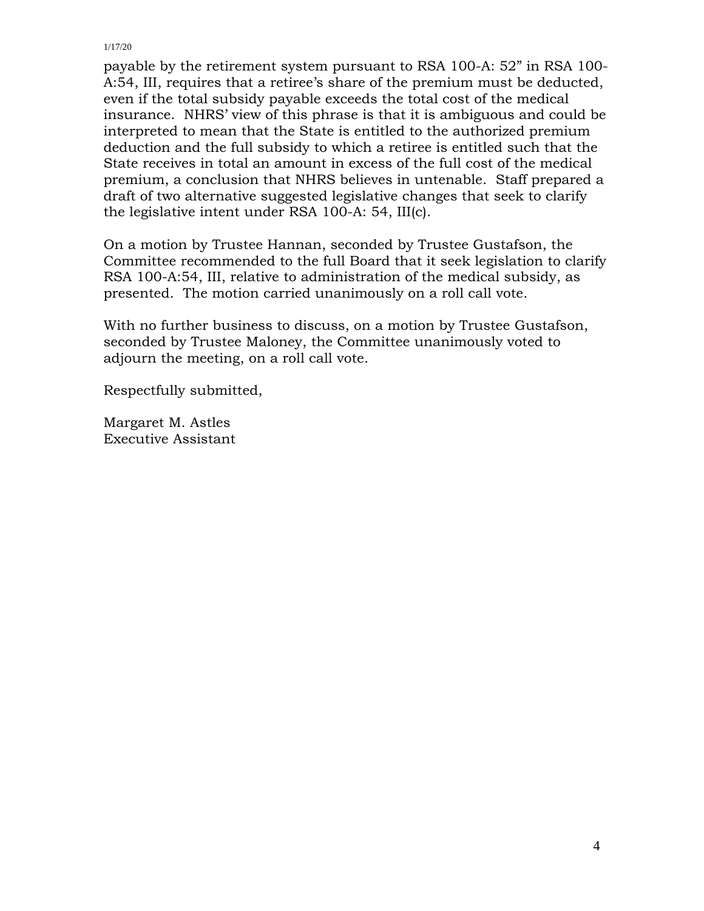payable by the retirement system pursuant to RSA 100-A: 52" in RSA 100-A:54, III, requires that a retiree's share of the premium must be deducted, even if the total subsidy payable exceeds the total cost of the medical insurance. NHRS' view of this phrase is that it is ambiguous and could be interpreted to mean that the State is entitled to the authorized premium deduction and the full subsidy to which a retiree is entitled such that the State receives in total an amount in excess of the full cost of the medical premium, a conclusion that NHRS believes in untenable. Staff prepared a draft of two alternative suggested legislative changes that seek to clarify the legislative intent under RSA 100-A: 54, III(c).

On a motion by Trustee Hannan, seconded by Trustee Gustafson, the Committee recommended to the full Board that it seek legislation to clarify RSA 100-A:54, III, relative to administration of the medical subsidy, as presented. The motion carried unanimously on a roll call vote.

With no further business to discuss, on a motion by Trustee Gustafson, seconded by Trustee Maloney, the Committee unanimously voted to adjourn the meeting, on a roll call vote.

Respectfully submitted,

Margaret M. Astles
Executive Assistant